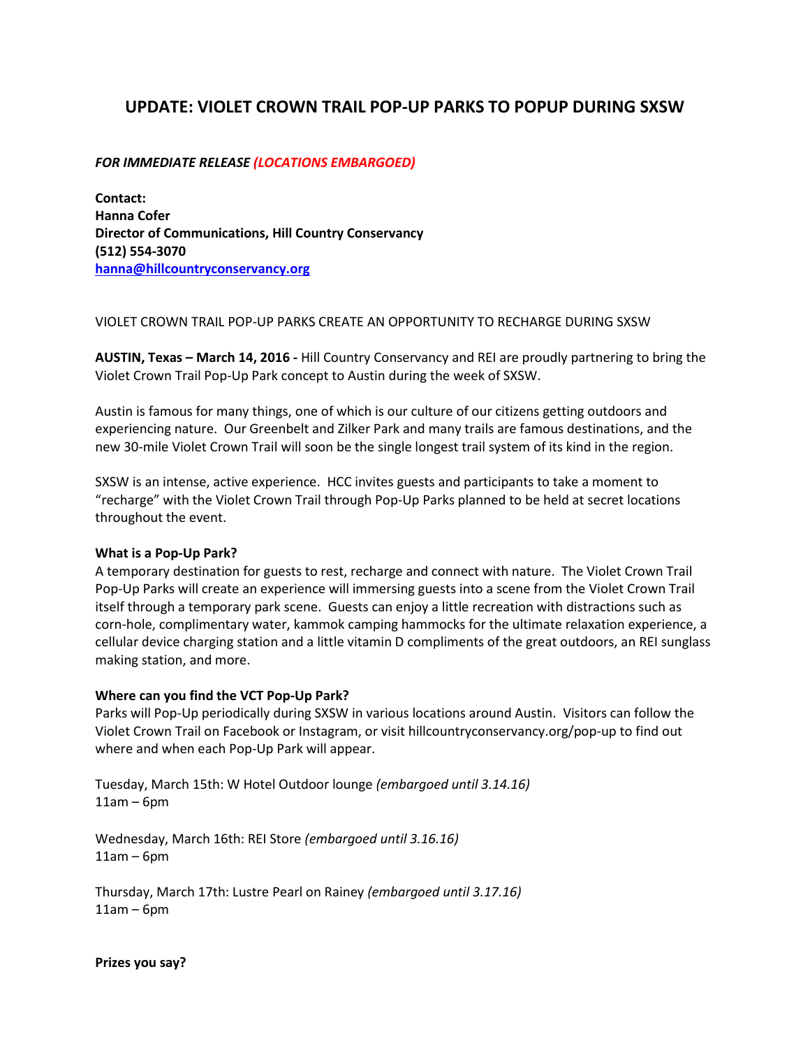# UPDATE: VIOLET CROWN TRAIL POP-UP PARKS TO POPUP DURING SXSW

***FOR IMMEDIATE RELEASE (LOCATIONS EMBARGOED)***

**Contact:**
**Hanna Cofer**
**Director of Communications, Hill Country Conservancy**
**(512) 554-3070**
**hanna@hillcountryconservancy.org**

VIOLET CROWN TRAIL POP-UP PARKS CREATE AN OPPORTUNITY TO RECHARGE DURING SXSW

**AUSTIN, Texas – March 14, 2016 -** Hill Country Conservancy and REI are proudly partnering to bring the Violet Crown Trail Pop-Up Park concept to Austin during the week of SXSW.

Austin is famous for many things, one of which is our culture of our citizens getting outdoors and experiencing nature. Our Greenbelt and Zilker Park and many trails are famous destinations, and the new 30-mile Violet Crown Trail will soon be the single longest trail system of its kind in the region.

SXSW is an intense, active experience. HCC invites guests and participants to take a moment to "recharge" with the Violet Crown Trail through Pop-Up Parks planned to be held at secret locations throughout the event.

**What is a Pop-Up Park?**
A temporary destination for guests to rest, recharge and connect with nature. The Violet Crown Trail Pop-Up Parks will create an experience will immersing guests into a scene from the Violet Crown Trail itself through a temporary park scene. Guests can enjoy a little recreation with distractions such as corn-hole, complimentary water, kammok camping hammocks for the ultimate relaxation experience, a cellular device charging station and a little vitamin D compliments of the great outdoors, an REI sunglass making station, and more.

**Where can you find the VCT Pop-Up Park?**
Parks will Pop-Up periodically during SXSW in various locations around Austin. Visitors can follow the Violet Crown Trail on Facebook or Instagram, or visit hillcountryconservancy.org/pop-up to find out where and when each Pop-Up Park will appear.

Tuesday, March 15th: W Hotel Outdoor lounge *(embargoed until 3.14.16)*
11am – 6pm

Wednesday, March 16th: REI Store *(embargoed until 3.16.16)*
11am – 6pm

Thursday, March 17th: Lustre Pearl on Rainey *(embargoed until 3.17.16)*
11am – 6pm

**Prizes you say?**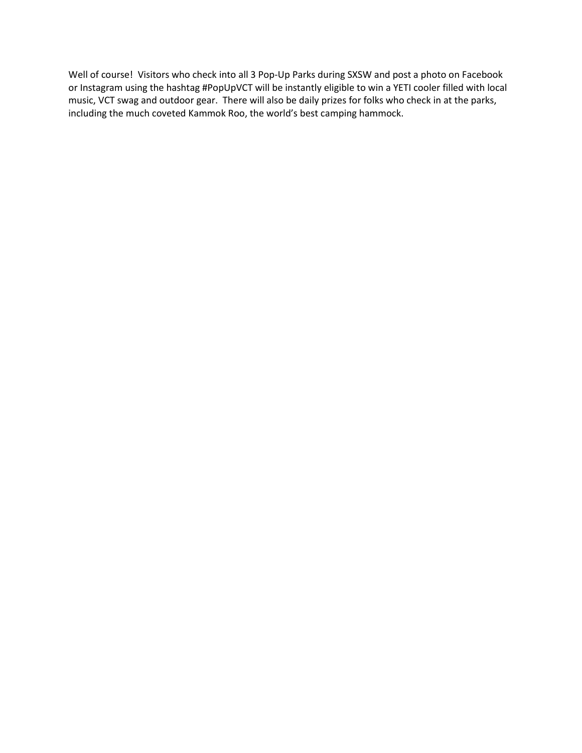Well of course! Visitors who check into all 3 Pop-Up Parks during SXSW and post a photo on Facebook or Instagram using the hashtag #PopUpVCT will be instantly eligible to win a YETI cooler filled with local music, VCT swag and outdoor gear. There will also be daily prizes for folks who check in at the parks, including the much coveted Kammok Roo, the world's best camping hammock.